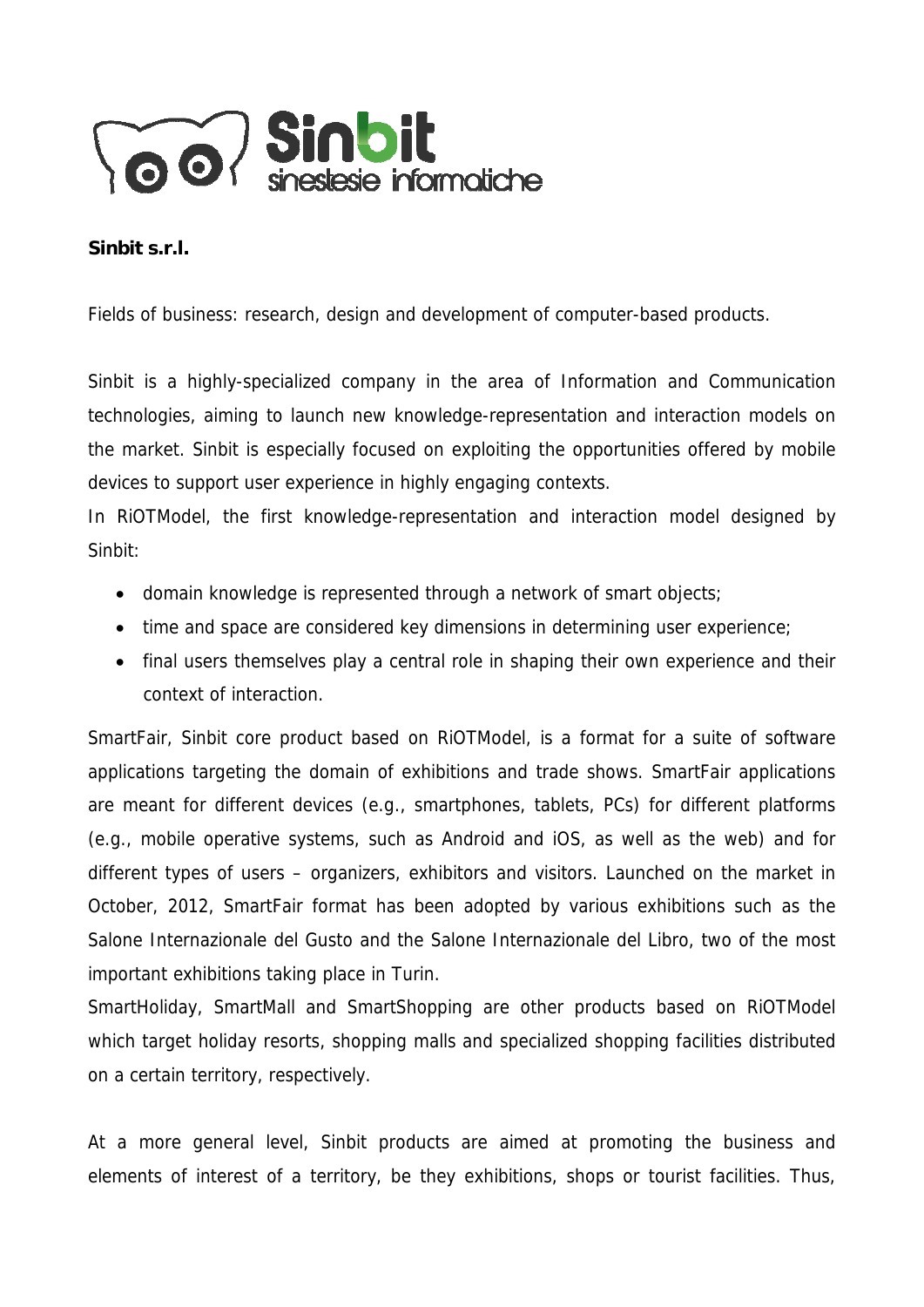Sinbit
sinestesie informatiche

**Sinbit s.r.l.**

Fields of business: research, design and development of computer-based products.

Sinbit is a highly-specialized company in the area of Information and Communication technologies, aiming to launch new knowledge-representation and interaction models on the market. Sinbit is especially focused on exploiting the opportunities offered by mobile devices to support user experience in highly engaging contexts.

In RiOTModel, the first knowledge-representation and interaction model designed by Sinbit:

- domain knowledge is represented through a network of smart objects;
- time and space are considered key dimensions in determining user experience;
- final users themselves play a central role in shaping their own experience and their context of interaction.

SmartFair, Sinbit core product based on RiOTModel, is a format for a suite of software applications targeting the domain of exhibitions and trade shows. SmartFair applications are meant for different devices (e.g., smartphones, tablets, PCs) for different platforms (e.g., mobile operative systems, such as Android and iOS, as well as the web) and for different types of users – organizers, exhibitors and visitors. Launched on the market in October, 2012, SmartFair format has been adopted by various exhibitions such as the Salone Internazionale del Gusto and the Salone Internazionale del Libro, two of the most important exhibitions taking place in Turin.

SmartHoliday, SmartMall and SmartShopping are other products based on RiOTModel which target holiday resorts, shopping malls and specialized shopping facilities distributed on a certain territory, respectively.

At a more general level, Sinbit products are aimed at promoting the business and elements of interest of a territory, be they exhibitions, shops or tourist facilities. Thus,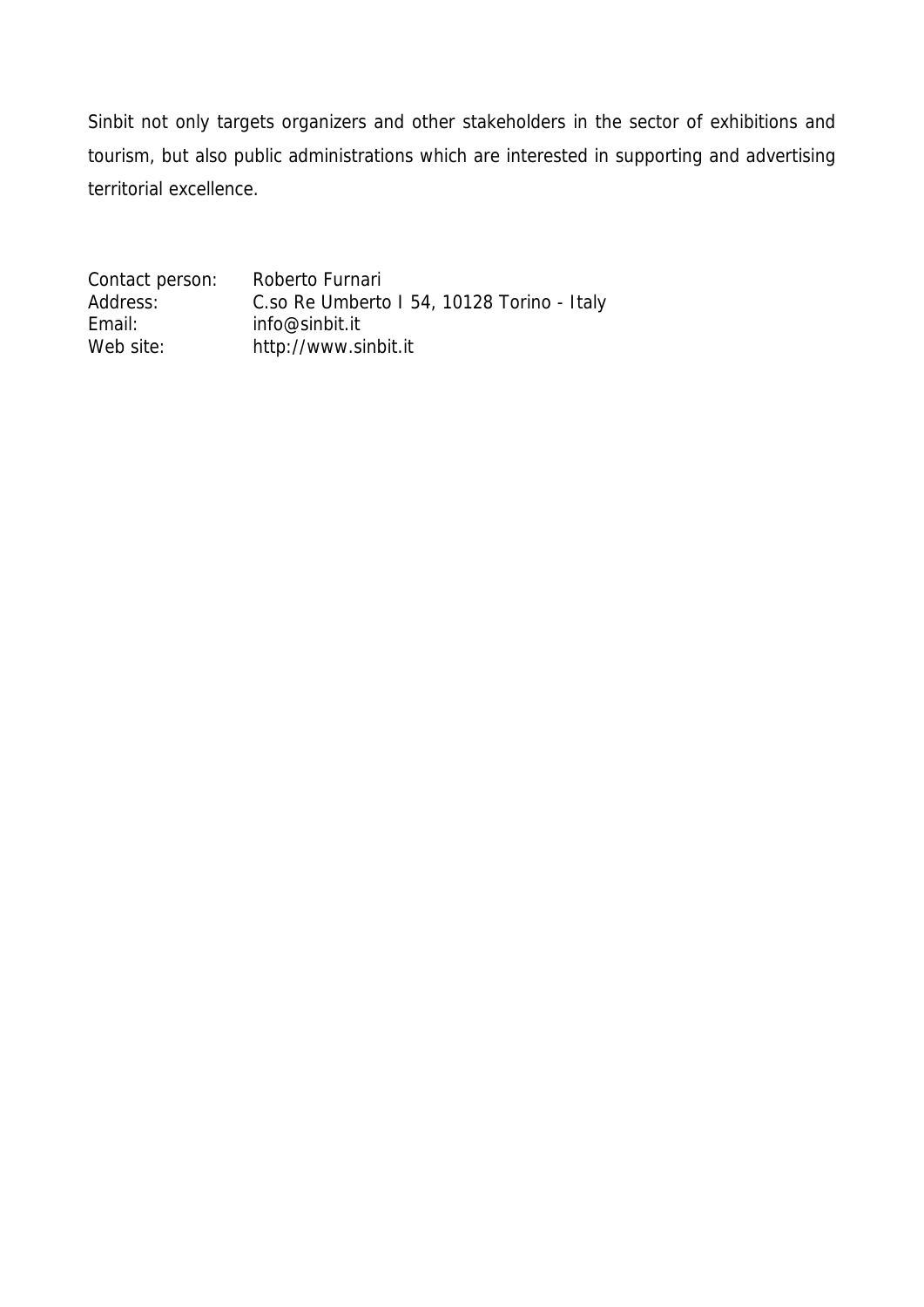Sinbit not only targets organizers and other stakeholders in the sector of exhibitions and tourism, but also public administrations which are interested in supporting and advertising territorial excellence.

| | |
|---|---|
| Contact person: | Roberto Furnari |
| Address: | C.so Re Umberto I 54, 10128 Torino - Italy |
| Email: | info@sinbit.it |
| Web site: | http://www.sinbit.it |